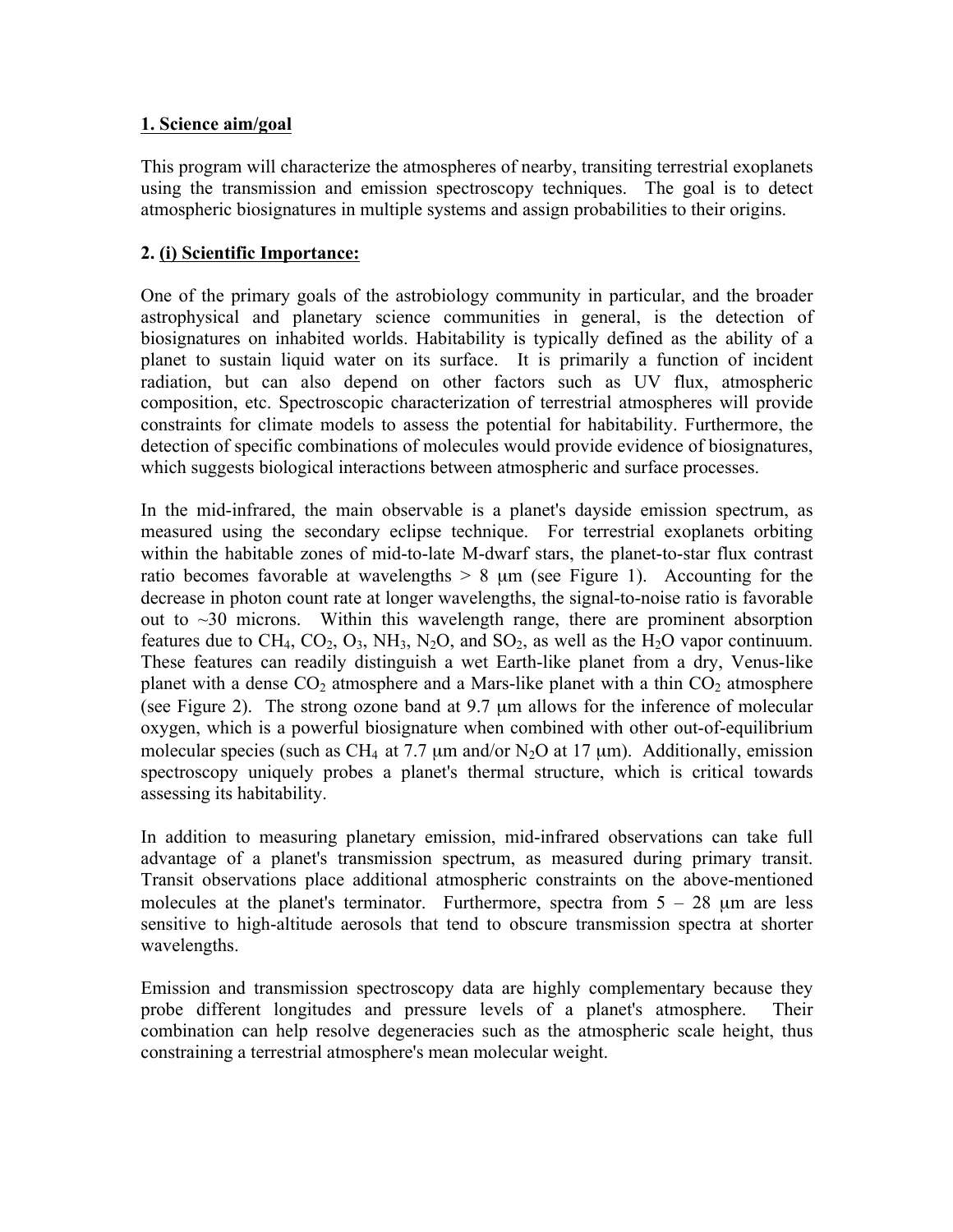**1. Science aim/goal**

This program will characterize the atmospheres of nearby, transiting terrestrial exoplanets using the transmission and emission spectroscopy techniques. The goal is to detect atmospheric biosignatures in multiple systems and assign probabilities to their origins.

**2. (i) Scientific Importance:**

One of the primary goals of the astrobiology community in particular, and the broader astrophysical and planetary science communities in general, is the detection of biosignatures on inhabited worlds. Habitability is typically defined as the ability of a planet to sustain liquid water on its surface. It is primarily a function of incident radiation, but can also depend on other factors such as UV flux, atmospheric composition, etc. Spectroscopic characterization of terrestrial atmospheres will provide constraints for climate models to assess the potential for habitability. Furthermore, the detection of specific combinations of molecules would provide evidence of biosignatures, which suggests biological interactions between atmospheric and surface processes.

In the mid-infrared, the main observable is a planet's dayside emission spectrum, as measured using the secondary eclipse technique. For terrestrial exoplanets orbiting within the habitable zones of mid-to-late M-dwarf stars, the planet-to-star flux contrast ratio becomes favorable at wavelengths > 8 μm (see Figure 1). Accounting for the decrease in photon count rate at longer wavelengths, the signal-to-noise ratio is favorable out to ~30 microns. Within this wavelength range, there are prominent absorption features due to $CH_4$, $CO_2$, $O_3$, $NH_3$, $N_2O$, and $SO_2$, as well as the $H_2O$ vapor continuum. These features can readily distinguish a wet Earth-like planet from a dry, Venus-like planet with a dense $CO_2$ atmosphere and a Mars-like planet with a thin $CO_2$ atmosphere (see Figure 2). The strong ozone band at 9.7 μm allows for the inference of molecular oxygen, which is a powerful biosignature when combined with other out-of-equilibrium molecular species (such as $CH_4$ at 7.7 μm and/or $N_2O$ at 17 μm). Additionally, emission spectroscopy uniquely probes a planet's thermal structure, which is critical towards assessing its habitability.

In addition to measuring planetary emission, mid-infrared observations can take full advantage of a planet's transmission spectrum, as measured during primary transit. Transit observations place additional atmospheric constraints on the above-mentioned molecules at the planet's terminator. Furthermore, spectra from 5 – 28 μm are less sensitive to high-altitude aerosols that tend to obscure transmission spectra at shorter wavelengths.

Emission and transmission spectroscopy data are highly complementary because they probe different longitudes and pressure levels of a planet's atmosphere. Their combination can help resolve degeneracies such as the atmospheric scale height, thus constraining a terrestrial atmosphere's mean molecular weight.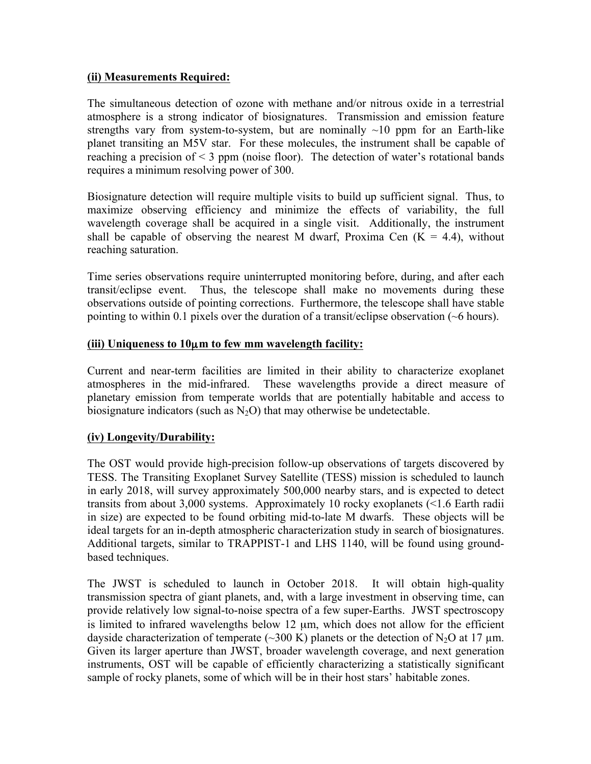**(ii) Measurements Required:**

The simultaneous detection of ozone with methane and/or nitrous oxide in a terrestrial atmosphere is a strong indicator of biosignatures. Transmission and emission feature strengths vary from system-to-system, but are nominally ~10 ppm for an Earth-like planet transiting an M5V star. For these molecules, the instrument shall be capable of reaching a precision of < 3 ppm (noise floor). The detection of water's rotational bands requires a minimum resolving power of 300.

Biosignature detection will require multiple visits to build up sufficient signal. Thus, to maximize observing efficiency and minimize the effects of variability, the full wavelength coverage shall be acquired in a single visit. Additionally, the instrument shall be capable of observing the nearest M dwarf, Proxima Cen (K = 4.4), without reaching saturation.

Time series observations require uninterrupted monitoring before, during, and after each transit/eclipse event. Thus, the telescope shall make no movements during these observations outside of pointing corrections. Furthermore, the telescope shall have stable pointing to within 0.1 pixels over the duration of a transit/eclipse observation (~6 hours).

**(iii) Uniqueness to 10μm to few mm wavelength facility:**

Current and near-term facilities are limited in their ability to characterize exoplanet atmospheres in the mid-infrared. These wavelengths provide a direct measure of planetary emission from temperate worlds that are potentially habitable and access to biosignature indicators (such as $N_2O$) that may otherwise be undetectable.

**(iv) Longevity/Durability:**

The OST would provide high-precision follow-up observations of targets discovered by TESS. The Transiting Exoplanet Survey Satellite (TESS) mission is scheduled to launch in early 2018, will survey approximately 500,000 nearby stars, and is expected to detect transits from about 3,000 systems. Approximately 10 rocky exoplanets (<1.6 Earth radii in size) are expected to be found orbiting mid-to-late M dwarfs. These objects will be ideal targets for an in-depth atmospheric characterization study in search of biosignatures. Additional targets, similar to TRAPPIST-1 and LHS 1140, will be found using ground-based techniques.

The JWST is scheduled to launch in October 2018. It will obtain high-quality transmission spectra of giant planets, and, with a large investment in observing time, can provide relatively low signal-to-noise spectra of a few super-Earths. JWST spectroscopy is limited to infrared wavelengths below 12 μm, which does not allow for the efficient dayside characterization of temperate (~300 K) planets or the detection of $N_2O$ at 17 μm. Given its larger aperture than JWST, broader wavelength coverage, and next generation instruments, OST will be capable of efficiently characterizing a statistically significant sample of rocky planets, some of which will be in their host stars' habitable zones.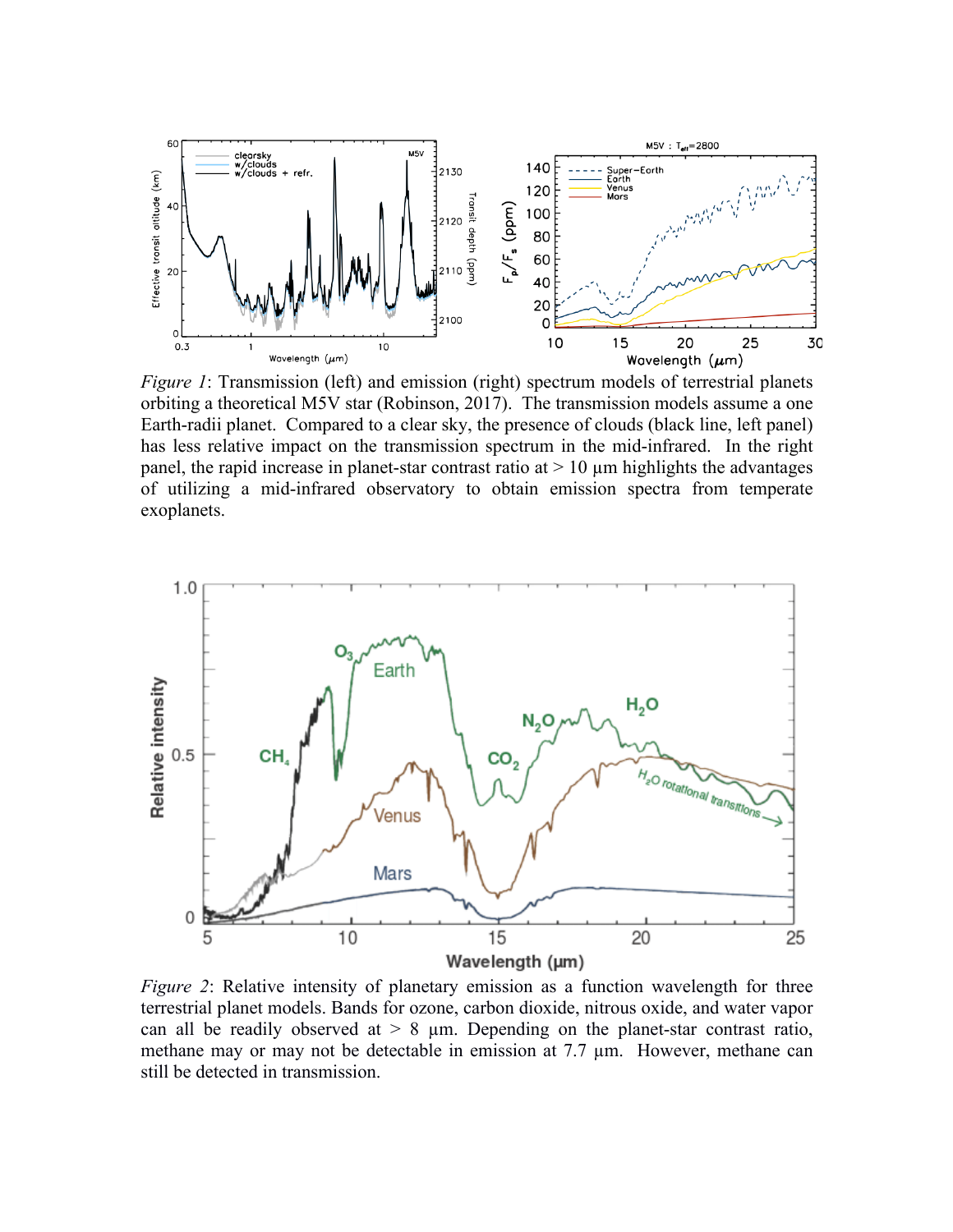*Figure 1*: Transmission (left) and emission (right) spectrum models of terrestrial planets orbiting a theoretical M5V star (Robinson, 2017). The transmission models assume a one Earth-radii planet. Compared to a clear sky, the presence of clouds (black line, left panel) has less relative impact on the transmission spectrum in the mid-infrared. In the right panel, the rapid increase in planet-star contrast ratio at > 10 µm highlights the advantages of utilizing a mid-infrared observatory to obtain emission spectra from temperate exoplanets.

*Figure 2*: Relative intensity of planetary emission as a function wavelength for three terrestrial planet models. Bands for ozone, carbon dioxide, nitrous oxide, and water vapor can all be readily observed at > 8 µm. Depending on the planet-star contrast ratio, methane may or may not be detectable in emission at 7.7 µm. However, methane can still be detected in transmission.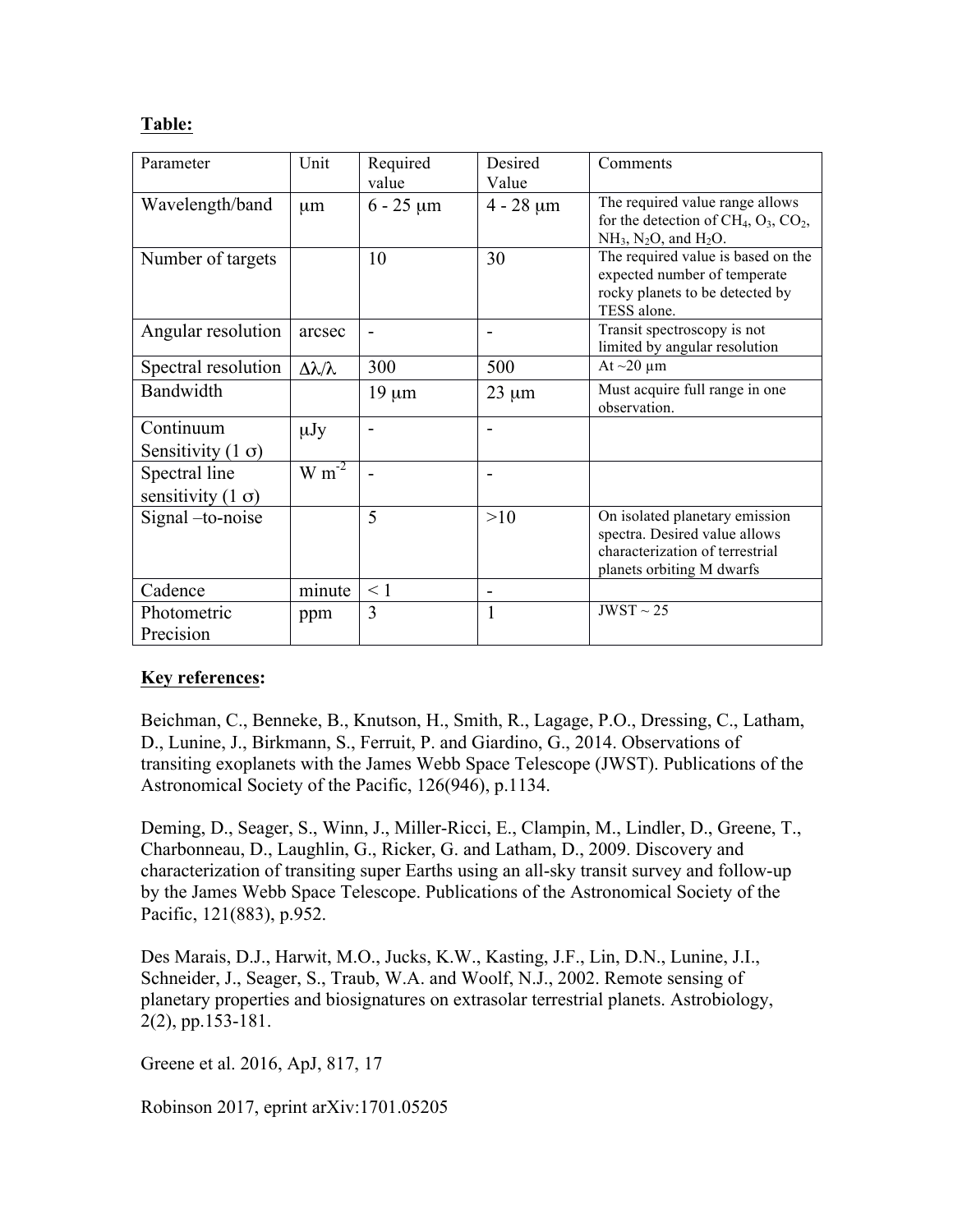**Table:**

| Parameter | Unit | Required value | Desired Value | Comments |
|---|---|---|---|---|
| Wavelength/band | μm | 6 - 25 μm | 4 - 28 μm | The required value range allows for the detection of $CH_4$, $O_3$, $CO_2$, $NH_3$, $N_2O$, and $H_2O$. |
| Number of targets | | 10 | 30 | The required value is based on the expected number of temperate rocky planets to be detected by TESS alone. |
| Angular resolution | arcsec | - | - | Transit spectroscopy is not limited by angular resolution |
| Spectral resolution | $\Delta\lambda/\lambda$ | 300 | 500 | At ~20 μm |
| Bandwidth | | 19 μm | 23 μm | Must acquire full range in one observation. |
| Continuum Sensitivity (1 σ) | μJy | - | - | |
| Spectral line sensitivity (1 σ) | W $m^{-2}$ | - | - | |
| Signal –to-noise | | 5 | >10 | On isolated planetary emission spectra. Desired value allows characterization of terrestrial planets orbiting M dwarfs |
| Cadence | minute | < 1 | - | |
| Photometric Precision | ppm | 3 | 1 | JWST ~ 25 |

**Key references:**

Beichman, C., Benneke, B., Knutson, H., Smith, R., Lagage, P.O., Dressing, C., Latham, D., Lunine, J., Birkmann, S., Ferruit, P. and Giardino, G., 2014. Observations of transiting exoplanets with the James Webb Space Telescope (JWST). Publications of the Astronomical Society of the Pacific, 126(946), p.1134.

Deming, D., Seager, S., Winn, J., Miller-Ricci, E., Clampin, M., Lindler, D., Greene, T., Charbonneau, D., Laughlin, G., Ricker, G. and Latham, D., 2009. Discovery and characterization of transiting super Earths using an all-sky transit survey and follow-up by the James Webb Space Telescope. Publications of the Astronomical Society of the Pacific, 121(883), p.952.

Des Marais, D.J., Harwit, M.O., Jucks, K.W., Kasting, J.F., Lin, D.N., Lunine, J.I., Schneider, J., Seager, S., Traub, W.A. and Woolf, N.J., 2002. Remote sensing of planetary properties and biosignatures on extrasolar terrestrial planets. Astrobiology, 2(2), pp.153-181.

Greene et al. 2016, ApJ, 817, 17

Robinson 2017, eprint arXiv:1701.05205